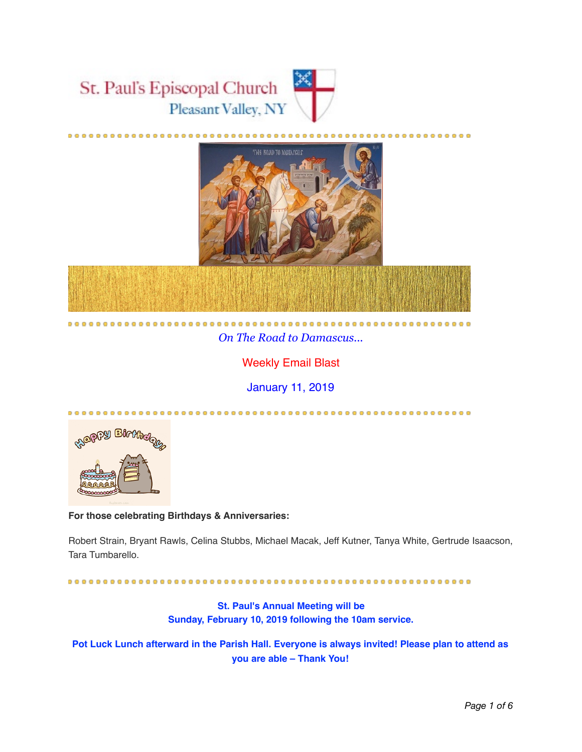St. Paul's Episcopal Church
Pleasant Valley, NY

*On The Road to Damascus...*

Weekly Email Blast

January 11, 2019

**For those celebrating Birthdays & Anniversaries:**

Robert Strain, Bryant Rawls, Celina Stubbs, Michael Macak, Jeff Kutner, Tanya White, Gertrude Isaacson, Tara Tumbarello.

**St. Paul's Annual Meeting will be**
**Sunday, February 10, 2019 following the 10am service.**

**Pot Luck Lunch afterward in the Parish Hall. Everyone is always invited! Please plan to attend as you are able – Thank You!**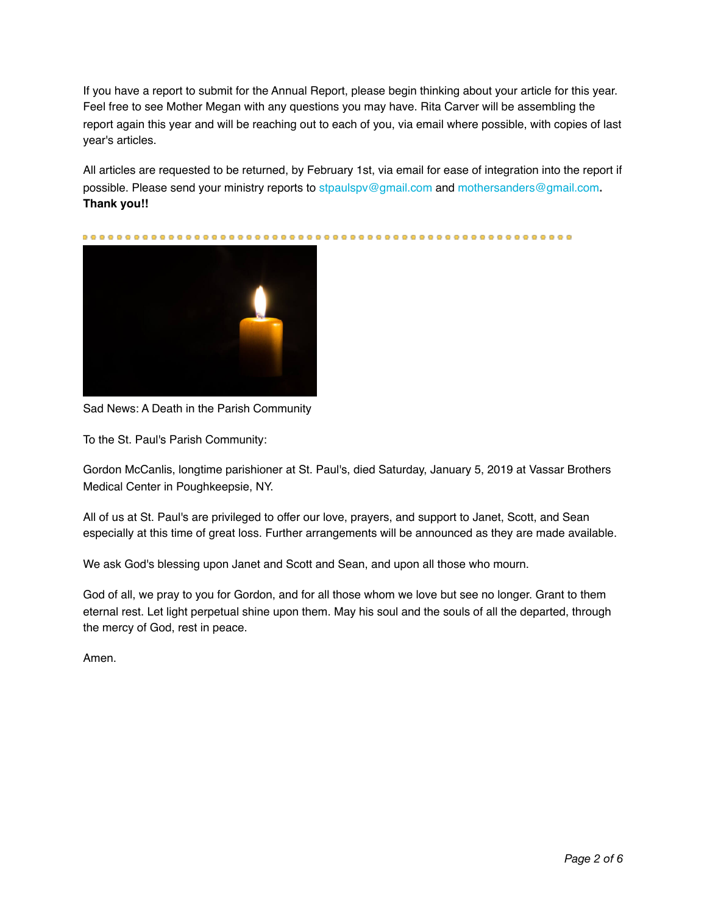If you have a report to submit for the Annual Report, please begin thinking about your article for this year. Feel free to see Mother Megan with any questions you may have. Rita Carver will be assembling the report again this year and will be reaching out to each of you, via email where possible, with copies of last year's articles.

All articles are requested to be returned, by February 1st, via email for ease of integration into the report if possible. Please send your ministry reports to stpaulspv@gmail.com and mothersanders@gmail.com. **Thank you!!**

Sad News: A Death in the Parish Community

To the St. Paul's Parish Community:

Gordon McCanlis, longtime parishioner at St. Paul's, died Saturday, January 5, 2019 at Vassar Brothers Medical Center in Poughkeepsie, NY.

All of us at St. Paul's are privileged to offer our love, prayers, and support to Janet, Scott, and Sean especially at this time of great loss. Further arrangements will be announced as they are made available.

We ask God's blessing upon Janet and Scott and Sean, and upon all those who mourn.

God of all, we pray to you for Gordon, and for all those whom we love but see no longer. Grant to them eternal rest. Let light perpetual shine upon them. May his soul and the souls of all the departed, through the mercy of God, rest in peace.

Amen.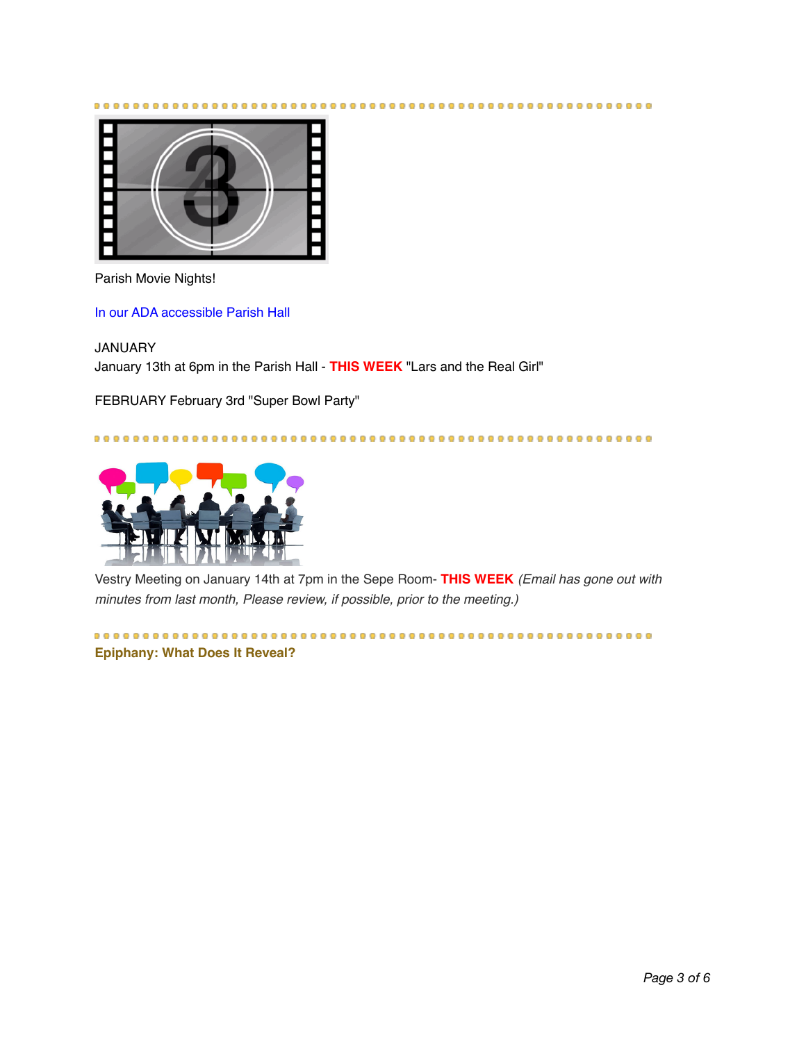Parish Movie Nights!

In our ADA accessible Parish Hall

JANUARY
January 13th at 6pm in the Parish Hall - **THIS WEEK** "Lars and the Real Girl"

FEBRUARY February 3rd "Super Bowl Party"

Vestry Meeting on January 14th at 7pm in the Sepe Room- **THIS WEEK** *(Email has gone out with minutes from last month, Please review, if possible, prior to the meeting.)*

**Epiphany: What Does It Reveal?**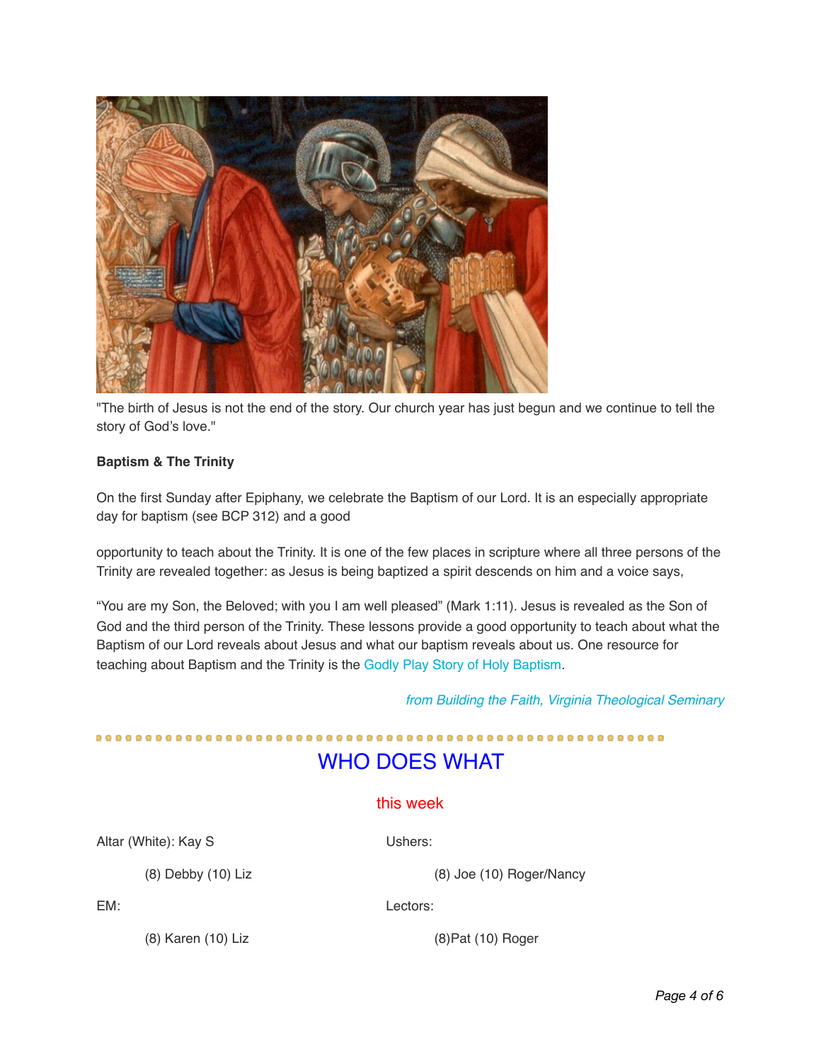"The birth of Jesus is not the end of the story. Our church year has just begun and we continue to tell the story of God's love."

**Baptism & The Trinity**

On the first Sunday after Epiphany, we celebrate the Baptism of our Lord. It is an especially appropriate day for baptism (see BCP 312) and a good

opportunity to teach about the Trinity. It is one of the few places in scripture where all three persons of the Trinity are revealed together: as Jesus is being baptized a spirit descends on him and a voice says,

"You are my Son, the Beloved; with you I am well pleased" (Mark 1:11). Jesus is revealed as the Son of God and the third person of the Trinity. These lessons provide a good opportunity to teach about what the Baptism of our Lord reveals about Jesus and what our baptism reveals about us. One resource for teaching about Baptism and the Trinity is the Godly Play Story of Holy Baptism.

*from Building the Faith, Virginia Theological Seminary*

## WHO DOES WHAT

### this week

Altar (White): Kay S

(8) Debby (10) Liz

EM:

(8) Karen (10) Liz

Ushers:

(8) Joe (10) Roger/Nancy

Lectors:

(8)Pat (10) Roger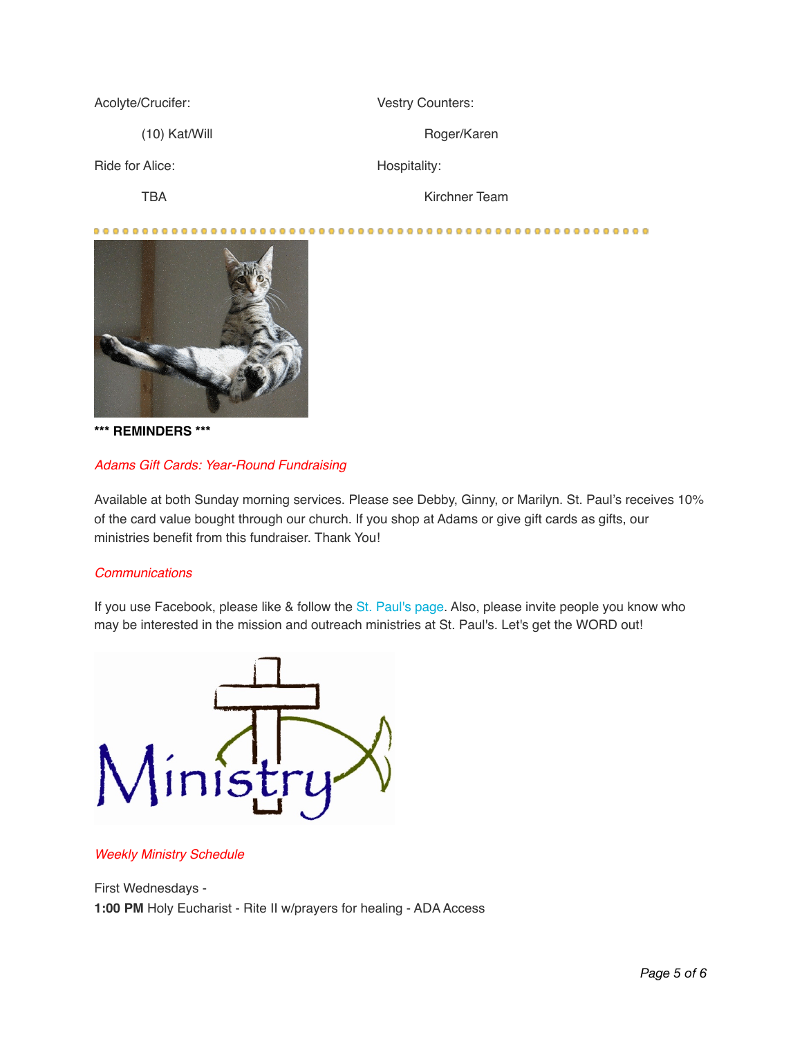Acolyte/Crucifer:

(10) Kat/Will

Vestry Counters:

Roger/Karen

Ride for Alice:

TBA

Hospitality:

Kirchner Team

**\*\*\* REMINDERS \*\*\***

*Adams Gift Cards: Year-Round Fundraising*

Available at both Sunday morning services. Please see Debby, Ginny, or Marilyn. St. Paul's receives 10% of the card value bought through our church. If you shop at Adams or give gift cards as gifts, our ministries benefit from this fundraiser. Thank You!

*Communications*

If you use Facebook, please like & follow the St. Paul's page. Also, please invite people you know who may be interested in the mission and outreach ministries at St. Paul's. Let's get the WORD out!

*Weekly Ministry Schedule*

First Wednesdays -
**1:00 PM** Holy Eucharist - Rite II w/prayers for healing - ADA Access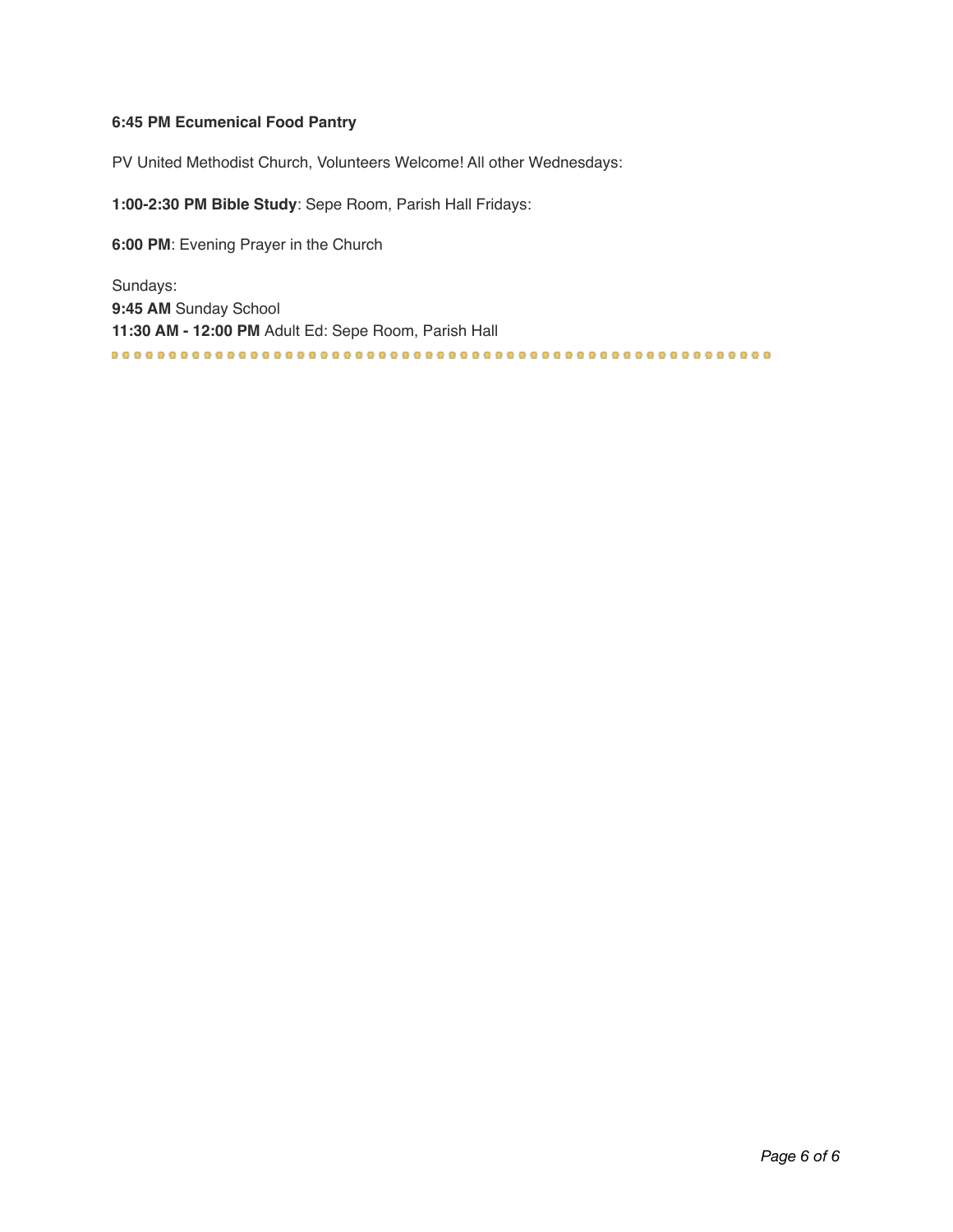**6:45 PM Ecumenical Food Pantry**

PV United Methodist Church, Volunteers Welcome! All other Wednesdays:

**1:00-2:30 PM Bible Study**: Sepe Room, Parish Hall Fridays:

**6:00 PM**: Evening Prayer in the Church

Sundays:
**9:45 AM** Sunday School
**11:30 AM - 12:00 PM** Adult Ed: Sepe Room, Parish Hall